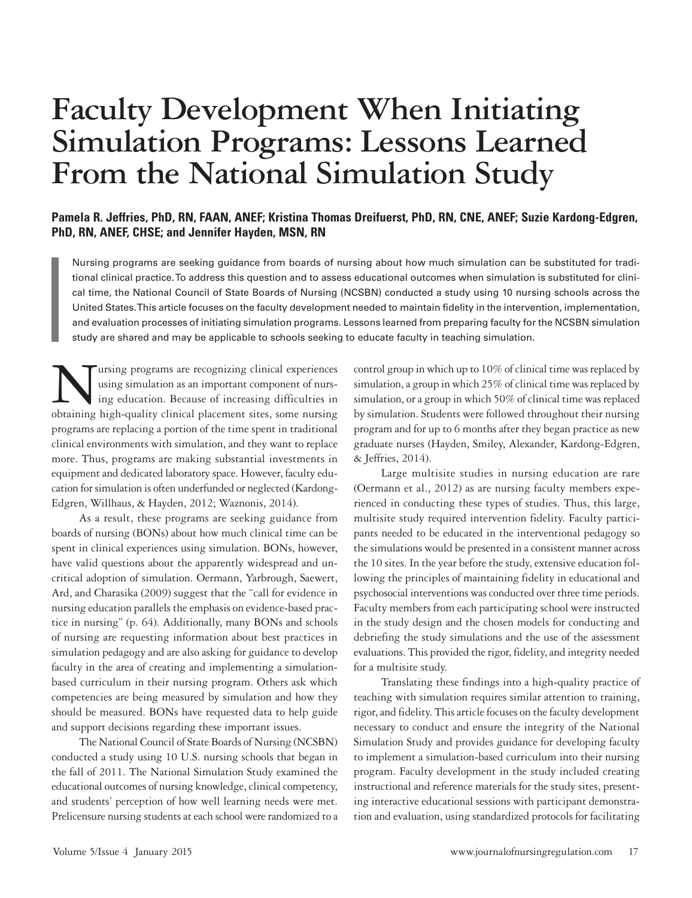# Faculty Development When Initiating Simulation Programs: Lessons Learned From the National Simulation Study

**Pamela R. Jeffries, PhD, RN, FAAN, ANEF; Kristina Thomas Dreifuerst, PhD, RN, CNE, ANEF; Suzie Kardong-Edgren, PhD, RN, ANEF, CHSE; and Jennifer Hayden, MSN, RN**

> Nursing programs are seeking guidance from boards of nursing about how much simulation can be substituted for traditional clinical practice. To address this question and to assess educational outcomes when simulation is substituted for clinical time, the National Council of State Boards of Nursing (NCSBN) conducted a study using 10 nursing schools across the United States. This article focuses on the faculty development needed to maintain fidelity in the intervention, implementation, and evaluation processes of initiating simulation programs. Lessons learned from preparing faculty for the NCSBN simulation study are shared and may be applicable to schools seeking to educate faculty in teaching simulation.

Nursing programs are recognizing clinical experiences using simulation as an important component of nursing education. Because of increasing difficulties in obtaining high-quality clinical placement sites, some nursing programs are replacing a portion of the time spent in traditional clinical environments with simulation, and they want to replace more. Thus, programs are making substantial investments in equipment and dedicated laboratory space. However, faculty education for simulation is often underfunded or neglected (Kardong-Edgren, Willhaus, & Hayden, 2012; Waznonis, 2014).

As a result, these programs are seeking guidance from boards of nursing (BONs) about how much clinical time can be spent in clinical experiences using simulation. BONs, however, have valid questions about the apparently widespread and uncritical adoption of simulation. Oermann, Yarbrough, Saewert, Ard, and Charasika (2009) suggest that the "call for evidence in nursing education parallels the emphasis on evidence-based practice in nursing" (p. 64). Additionally, many BONs and schools of nursing are requesting information about best practices in simulation pedagogy and are also asking for guidance to develop faculty in the area of creating and implementing a simulation-based curriculum in their nursing program. Others ask which competencies are being measured by simulation and how they should be measured. BONs have requested data to help guide and support decisions regarding these important issues.

The National Council of State Boards of Nursing (NCSBN) conducted a study using 10 U.S. nursing schools that began in the fall of 2011. The National Simulation Study examined the educational outcomes of nursing knowledge, clinical competency, and students' perception of how well learning needs were met. Prelicensure nursing students at each school were randomized to a control group in which up to 10% of clinical time was replaced by simulation, a group in which 25% of clinical time was replaced by simulation, or a group in which 50% of clinical time was replaced by simulation. Students were followed throughout their nursing program and for up to 6 months after they began practice as new graduate nurses (Hayden, Smiley, Alexander, Kardong-Edgren, & Jeffries, 2014).

Large multisite studies in nursing education are rare (Oermann et al., 2012) as are nursing faculty members experienced in conducting these types of studies. Thus, this large, multisite study required intervention fidelity. Faculty participants needed to be educated in the interventional pedagogy so the simulations would be presented in a consistent manner across the 10 sites. In the year before the study, extensive education following the principles of maintaining fidelity in educational and psychosocial interventions was conducted over three time periods. Faculty members from each participating school were instructed in the study design and the chosen models for conducting and debriefing the study simulations and the use of the assessment evaluations. This provided the rigor, fidelity, and integrity needed for a multisite study.

Translating these findings into a high-quality practice of teaching with simulation requires similar attention to training, rigor, and fidelity. This article focuses on the faculty development necessary to conduct and ensure the integrity of the National Simulation Study and provides guidance for developing faculty to implement a simulation-based curriculum into their nursing program. Faculty development in the study included creating instructional and reference materials for the study sites, presenting interactive educational sessions with participant demonstration and evaluation, using standardized protocols for facilitating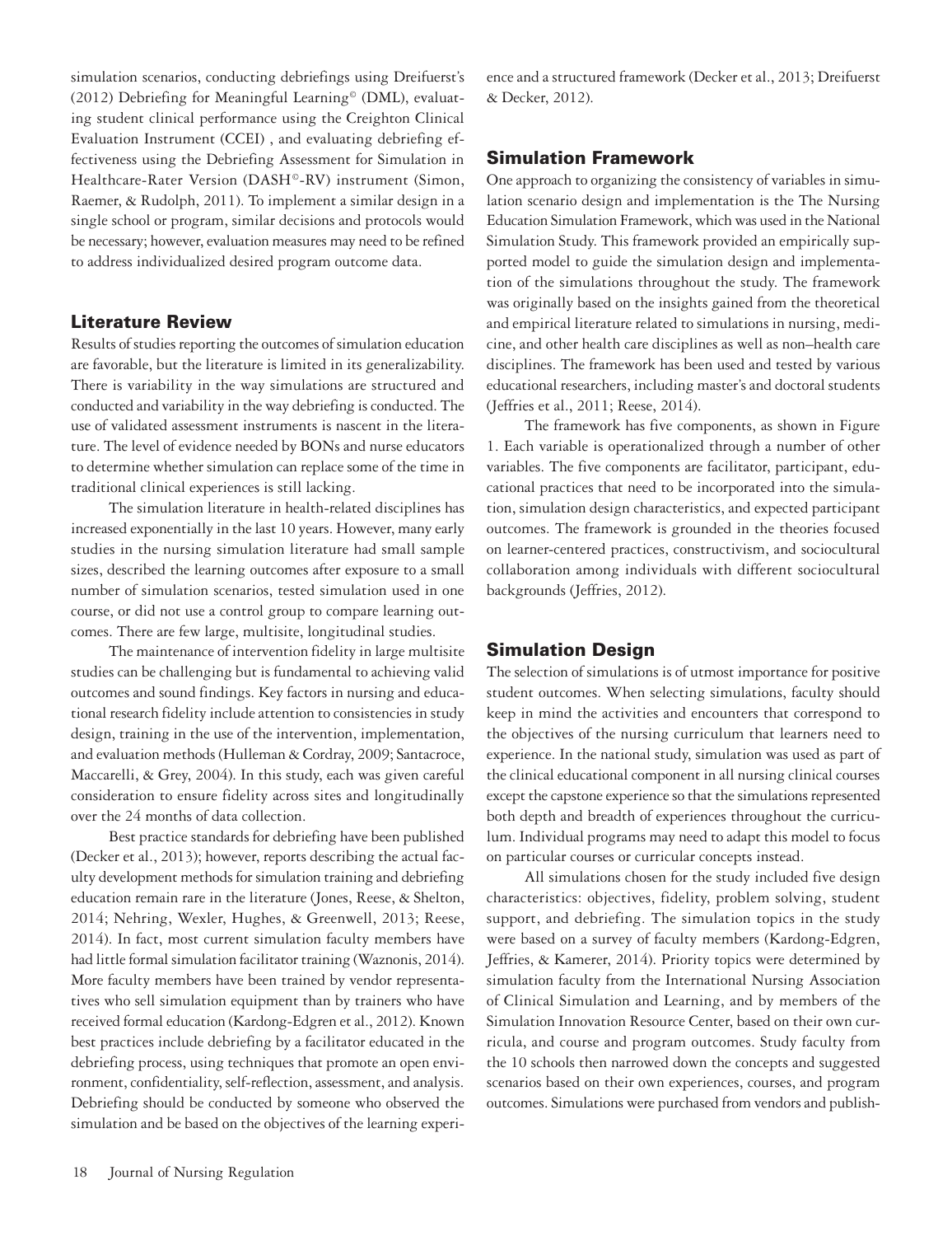simulation scenarios, conducting debriefings using Dreifuerst's (2012) Debriefing for Meaningful Learning© (DML), evaluating student clinical performance using the Creighton Clinical Evaluation Instrument (CCEI) , and evaluating debriefing effectiveness using the Debriefing Assessment for Simulation in Healthcare-Rater Version (DASH©-RV) instrument (Simon, Raemer, & Rudolph, 2011). To implement a similar design in a single school or program, similar decisions and protocols would be necessary; however, evaluation measures may need to be refined to address individualized desired program outcome data.

## Literature Review

Results of studies reporting the outcomes of simulation education are favorable, but the literature is limited in its generalizability. There is variability in the way simulations are structured and conducted and variability in the way debriefing is conducted. The use of validated assessment instruments is nascent in the literature. The level of evidence needed by BONs and nurse educators to determine whether simulation can replace some of the time in traditional clinical experiences is still lacking.

The simulation literature in health-related disciplines has increased exponentially in the last 10 years. However, many early studies in the nursing simulation literature had small sample sizes, described the learning outcomes after exposure to a small number of simulation scenarios, tested simulation used in one course, or did not use a control group to compare learning outcomes. There are few large, multisite, longitudinal studies.

The maintenance of intervention fidelity in large multisite studies can be challenging but is fundamental to achieving valid outcomes and sound findings. Key factors in nursing and educational research fidelity include attention to consistencies in study design, training in the use of the intervention, implementation, and evaluation methods (Hulleman & Cordray, 2009; Santacroce, Maccarelli, & Grey, 2004). In this study, each was given careful consideration to ensure fidelity across sites and longitudinally over the 24 months of data collection.

Best practice standards for debriefing have been published (Decker et al., 2013); however, reports describing the actual faculty development methods for simulation training and debriefing education remain rare in the literature (Jones, Reese, & Shelton, 2014; Nehring, Wexler, Hughes, & Greenwell, 2013; Reese, 2014). In fact, most current simulation faculty members have had little formal simulation facilitator training (Waznonis, 2014). More faculty members have been trained by vendor representatives who sell simulation equipment than by trainers who have received formal education (Kardong-Edgren et al., 2012). Known best practices include debriefing by a facilitator educated in the debriefing process, using techniques that promote an open environment, confidentiality, self-reflection, assessment, and analysis. Debriefing should be conducted by someone who observed the simulation and be based on the objectives of the learning experience and a structured framework (Decker et al., 2013; Dreifuerst & Decker, 2012).

## Simulation Framework

One approach to organizing the consistency of variables in simulation scenario design and implementation is the The Nursing Education Simulation Framework, which was used in the National Simulation Study. This framework provided an empirically supported model to guide the simulation design and implementation of the simulations throughout the study. The framework was originally based on the insights gained from the theoretical and empirical literature related to simulations in nursing, medicine, and other health care disciplines as well as non–health care disciplines. The framework has been used and tested by various educational researchers, including master's and doctoral students (Jeffries et al., 2011; Reese, 2014).

The framework has five components, as shown in Figure 1. Each variable is operationalized through a number of other variables. The five components are facilitator, participant, educational practices that need to be incorporated into the simulation, simulation design characteristics, and expected participant outcomes. The framework is grounded in the theories focused on learner-centered practices, constructivism, and sociocultural collaboration among individuals with different sociocultural backgrounds (Jeffries, 2012).

## Simulation Design

The selection of simulations is of utmost importance for positive student outcomes. When selecting simulations, faculty should keep in mind the activities and encounters that correspond to the objectives of the nursing curriculum that learners need to experience. In the national study, simulation was used as part of the clinical educational component in all nursing clinical courses except the capstone experience so that the simulations represented both depth and breadth of experiences throughout the curriculum. Individual programs may need to adapt this model to focus on particular courses or curricular concepts instead.

All simulations chosen for the study included five design characteristics: objectives, fidelity, problem solving, student support, and debriefing. The simulation topics in the study were based on a survey of faculty members (Kardong-Edgren, Jeffries, & Kamerer, 2014). Priority topics were determined by simulation faculty from the International Nursing Association of Clinical Simulation and Learning, and by members of the Simulation Innovation Resource Center, based on their own curricula, and course and program outcomes. Study faculty from the 10 schools then narrowed down the concepts and suggested scenarios based on their own experiences, courses, and program outcomes. Simulations were purchased from vendors and publish-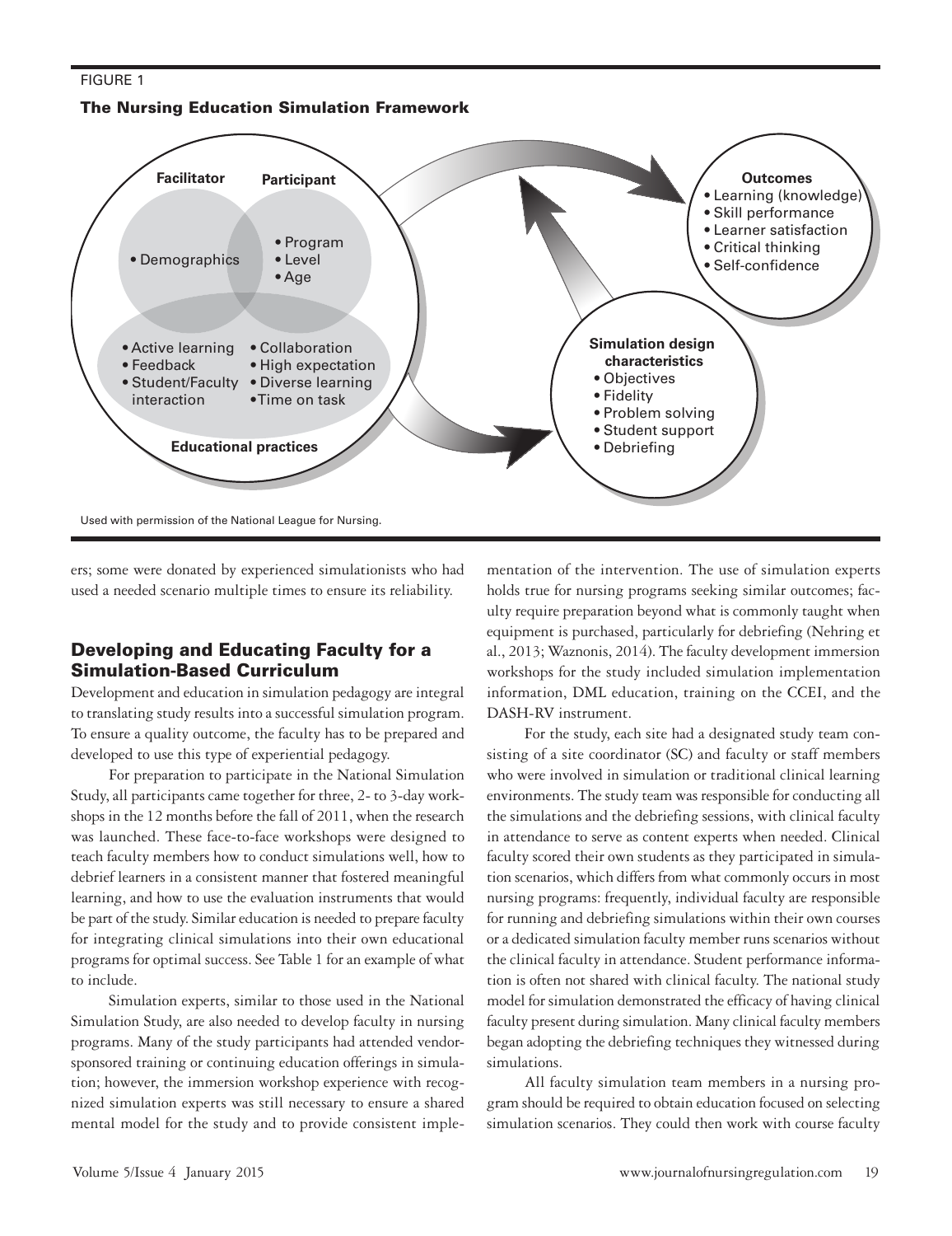FIGURE 1

**The Nursing Education Simulation Framework**

Facilitator

Participant

• Demographics

• Program
• Level
• Age

• Active learning
• Feedback
• Student/Faculty interaction

• Collaboration
• High expectation
• Diverse learning
• Time on task

Educational practices

Outcomes
• Learning (knowledge)
• Skill performance
• Learner satisfaction
• Critical thinking
• Self-confidence

Simulation design characteristics
• Objectives
• Fidelity
• Problem solving
• Student support
• Debriefing

Used with permission of the National League for Nursing.

ers; some were donated by experienced simulationists who had used a needed scenario multiple times to ensure its reliability.

## Developing and Educating Faculty for a Simulation-Based Curriculum

Development and education in simulation pedagogy are integral to translating study results into a successful simulation program. To ensure a quality outcome, the faculty has to be prepared and developed to use this type of experiential pedagogy.

For preparation to participate in the National Simulation Study, all participants came together for three, 2- to 3-day workshops in the 12 months before the fall of 2011, when the research was launched. These face-to-face workshops were designed to teach faculty members how to conduct simulations well, how to debrief learners in a consistent manner that fostered meaningful learning, and how to use the evaluation instruments that would be part of the study. Similar education is needed to prepare faculty for integrating clinical simulations into their own educational programs for optimal success. See Table 1 for an example of what to include.

Simulation experts, similar to those used in the National Simulation Study, are also needed to develop faculty in nursing programs. Many of the study participants had attended vendor-sponsored training or continuing education offerings in simulation; however, the immersion workshop experience with recognized simulation experts was still necessary to ensure a shared mental model for the study and to provide consistent implementation of the intervention. The use of simulation experts holds true for nursing programs seeking similar outcomes; faculty require preparation beyond what is commonly taught when equipment is purchased, particularly for debriefing (Nehring et al., 2013; Waznonis, 2014). The faculty development immersion workshops for the study included simulation implementation information, DML education, training on the CCEI, and the DASH-RV instrument.

For the study, each site had a designated study team consisting of a site coordinator (SC) and faculty or staff members who were involved in simulation or traditional clinical learning environments. The study team was responsible for conducting all the simulations and the debriefing sessions, with clinical faculty in attendance to serve as content experts when needed. Clinical faculty scored their own students as they participated in simulation scenarios, which differs from what commonly occurs in most nursing programs: frequently, individual faculty are responsible for running and debriefing simulations within their own courses or a dedicated simulation faculty member runs scenarios without the clinical faculty in attendance. Student performance information is often not shared with clinical faculty. The national study model for simulation demonstrated the efficacy of having clinical faculty present during simulation. Many clinical faculty members began adopting the debriefing techniques they witnessed during simulations.

All faculty simulation team members in a nursing program should be required to obtain education focused on selecting simulation scenarios. They could then work with course faculty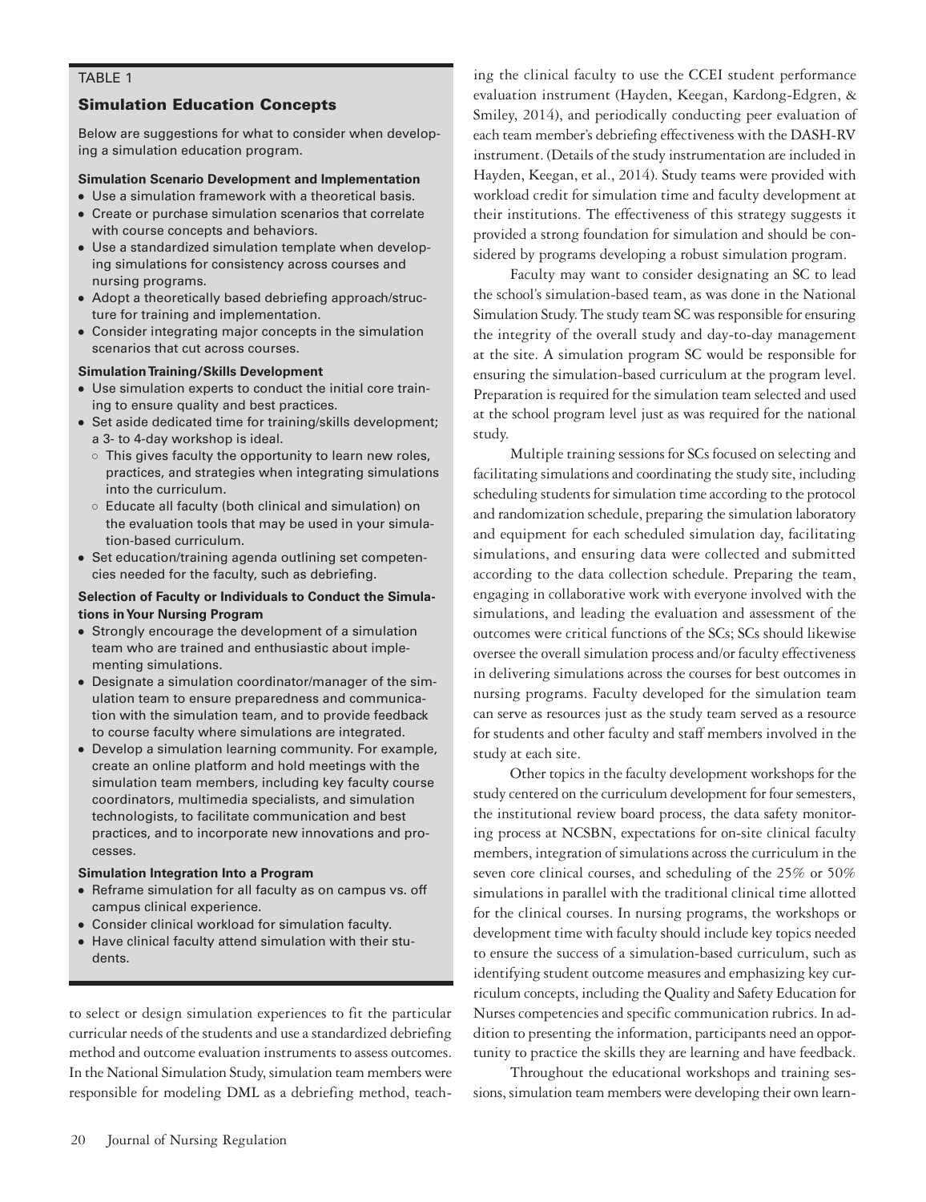TABLE 1

### Simulation Education Concepts

Below are suggestions for what to consider when developing a simulation education program.

**Simulation Scenario Development and Implementation**

- Use a simulation framework with a theoretical basis.
- Create or purchase simulation scenarios that correlate with course concepts and behaviors.
- Use a standardized simulation template when developing simulations for consistency across courses and nursing programs.
- Adopt a theoretically based debriefing approach/structure for training and implementation.
- Consider integrating major concepts in the simulation scenarios that cut across courses.

**Simulation Training/Skills Development**

- Use simulation experts to conduct the initial core training to ensure quality and best practices.
- Set aside dedicated time for training/skills development; a 3- to 4-day workshop is ideal.
  - This gives faculty the opportunity to learn new roles, practices, and strategies when integrating simulations into the curriculum.
  - Educate all faculty (both clinical and simulation) on the evaluation tools that may be used in your simulation-based curriculum.
- Set education/training agenda outlining set competencies needed for the faculty, such as debriefing.

**Selection of Faculty or Individuals to Conduct the Simulations in Your Nursing Program**

- Strongly encourage the development of a simulation team who are trained and enthusiastic about implementing simulations.
- Designate a simulation coordinator/manager of the simulation team to ensure preparedness and communication with the simulation team, and to provide feedback to course faculty where simulations are integrated.
- Develop a simulation learning community. For example, create an online platform and hold meetings with the simulation team members, including key faculty course coordinators, multimedia specialists, and simulation technologists, to facilitate communication and best practices, and to incorporate new innovations and processes.

**Simulation Integration Into a Program**

- Reframe simulation for all faculty as on campus vs. off campus clinical experience.
- Consider clinical workload for simulation faculty.
- Have clinical faculty attend simulation with their students.

to select or design simulation experiences to fit the particular curricular needs of the students and use a standardized debriefing method and outcome evaluation instruments to assess outcomes. In the National Simulation Study, simulation team members were responsible for modeling DML as a debriefing method, teaching the clinical faculty to use the CCEI student performance evaluation instrument (Hayden, Keegan, Kardong-Edgren, & Smiley, 2014), and periodically conducting peer evaluation of each team member's debriefing effectiveness with the DASH-RV instrument. (Details of the study instrumentation are included in Hayden, Keegan, et al., 2014). Study teams were provided with workload credit for simulation time and faculty development at their institutions. The effectiveness of this strategy suggests it provided a strong foundation for simulation and should be considered by programs developing a robust simulation program.

Faculty may want to consider designating an SC to lead the school's simulation-based team, as was done in the National Simulation Study. The study team SC was responsible for ensuring the integrity of the overall study and day-to-day management at the site. A simulation program SC would be responsible for ensuring the simulation-based curriculum at the program level. Preparation is required for the simulation team selected and used at the school program level just as was required for the national study.

Multiple training sessions for SCs focused on selecting and facilitating simulations and coordinating the study site, including scheduling students for simulation time according to the protocol and randomization schedule, preparing the simulation laboratory and equipment for each scheduled simulation day, facilitating simulations, and ensuring data were collected and submitted according to the data collection schedule. Preparing the team, engaging in collaborative work with everyone involved with the simulations, and leading the evaluation and assessment of the outcomes were critical functions of the SCs; SCs should likewise oversee the overall simulation process and/or faculty effectiveness in delivering simulations across the courses for best outcomes in nursing programs. Faculty developed for the simulation team can serve as resources just as the study team served as a resource for students and other faculty and staff members involved in the study at each site.

Other topics in the faculty development workshops for the study centered on the curriculum development for four semesters, the institutional review board process, the data safety monitoring process at NCSBN, expectations for on-site clinical faculty members, integration of simulations across the curriculum in the seven core clinical courses, and scheduling of the 25% or 50% simulations in parallel with the traditional clinical time allotted for the clinical courses. In nursing programs, the workshops or development time with faculty should include key topics needed to ensure the success of a simulation-based curriculum, such as identifying student outcome measures and emphasizing key curriculum concepts, including the Quality and Safety Education for Nurses competencies and specific communication rubrics. In addition to presenting the information, participants need an opportunity to practice the skills they are learning and have feedback.

Throughout the educational workshops and training sessions, simulation team members were developing their own learn-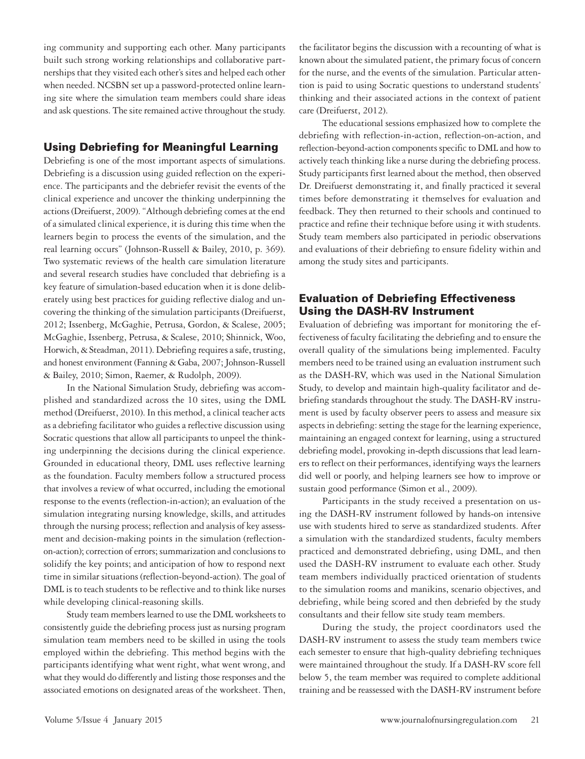ing community and supporting each other. Many participants built such strong working relationships and collaborative partnerships that they visited each other's sites and helped each other when needed. NCSBN set up a password-protected online learning site where the simulation team members could share ideas and ask questions. The site remained active throughout the study.

## Using Debriefing for Meaningful Learning

Debriefing is one of the most important aspects of simulations. Debriefing is a discussion using guided reflection on the experience. The participants and the debriefer revisit the events of the clinical experience and uncover the thinking underpinning the actions (Dreifuerst, 2009). "Although debriefing comes at the end of a simulated clinical experience, it is during this time when the learners begin to process the events of the simulation, and the real learning occurs" (Johnson-Russell & Bailey, 2010, p. 369). Two systematic reviews of the health care simulation literature and several research studies have concluded that debriefing is a key feature of simulation-based education when it is done deliberately using best practices for guiding reflective dialog and uncovering the thinking of the simulation participants (Dreifuerst, 2012; Issenberg, McGaghie, Petrusa, Gordon, & Scalese, 2005; McGaghie, Issenberg, Petrusa, & Scalese, 2010; Shinnick, Woo, Horwich, & Steadman, 2011). Debriefing requires a safe, trusting, and honest environment (Fanning & Gaba, 2007; Johnson-Russell & Bailey, 2010; Simon, Raemer, & Rudolph, 2009).

In the National Simulation Study, debriefing was accomplished and standardized across the 10 sites, using the DML method (Dreifuerst, 2010). In this method, a clinical teacher acts as a debriefing facilitator who guides a reflective discussion using Socratic questions that allow all participants to unpeel the thinking underpinning the decisions during the clinical experience. Grounded in educational theory, DML uses reflective learning as the foundation. Faculty members follow a structured process that involves a review of what occurred, including the emotional response to the events (reflection-in-action); an evaluation of the simulation integrating nursing knowledge, skills, and attitudes through the nursing process; reflection and analysis of key assessment and decision-making points in the simulation (reflection-on-action); correction of errors; summarization and conclusions to solidify the key points; and anticipation of how to respond next time in similar situations (reflection-beyond-action). The goal of DML is to teach students to be reflective and to think like nurses while developing clinical-reasoning skills.

Study team members learned to use the DML worksheets to consistently guide the debriefing process just as nursing program simulation team members need to be skilled in using the tools employed within the debriefing. This method begins with the participants identifying what went right, what went wrong, and what they would do differently and listing those responses and the associated emotions on designated areas of the worksheet. Then, the facilitator begins the discussion with a recounting of what is known about the simulated patient, the primary focus of concern for the nurse, and the events of the simulation. Particular attention is paid to using Socratic questions to understand students' thinking and their associated actions in the context of patient care (Dreifuerst, 2012).

The educational sessions emphasized how to complete the debriefing with reflection-in-action, reflection-on-action, and reflection-beyond-action components specific to DML and how to actively teach thinking like a nurse during the debriefing process. Study participants first learned about the method, then observed Dr. Dreifuerst demonstrating it, and finally practiced it several times before demonstrating it themselves for evaluation and feedback. They then returned to their schools and continued to practice and refine their technique before using it with students. Study team members also participated in periodic observations and evaluations of their debriefing to ensure fidelity within and among the study sites and participants.

## Evaluation of Debriefing Effectiveness Using the DASH-RV Instrument

Evaluation of debriefing was important for monitoring the effectiveness of faculty facilitating the debriefing and to ensure the overall quality of the simulations being implemented. Faculty members need to be trained using an evaluation instrument such as the DASH-RV, which was used in the National Simulation Study, to develop and maintain high-quality facilitator and debriefing standards throughout the study. The DASH-RV instrument is used by faculty observer peers to assess and measure six aspects in debriefing: setting the stage for the learning experience, maintaining an engaged context for learning, using a structured debriefing model, provoking in-depth discussions that lead learners to reflect on their performances, identifying ways the learners did well or poorly, and helping learners see how to improve or sustain good performance (Simon et al., 2009).

Participants in the study received a presentation on using the DASH-RV instrument followed by hands-on intensive use with students hired to serve as standardized students. After a simulation with the standardized students, faculty members practiced and demonstrated debriefing, using DML, and then used the DASH-RV instrument to evaluate each other. Study team members individually practiced orientation of students to the simulation rooms and manikins, scenario objectives, and debriefing, while being scored and then debriefed by the study consultants and their fellow site study team members.

During the study, the project coordinators used the DASH-RV instrument to assess the study team members twice each semester to ensure that high-quality debriefing techniques were maintained throughout the study. If a DASH-RV score fell below 5, the team member was required to complete additional training and be reassessed with the DASH-RV instrument before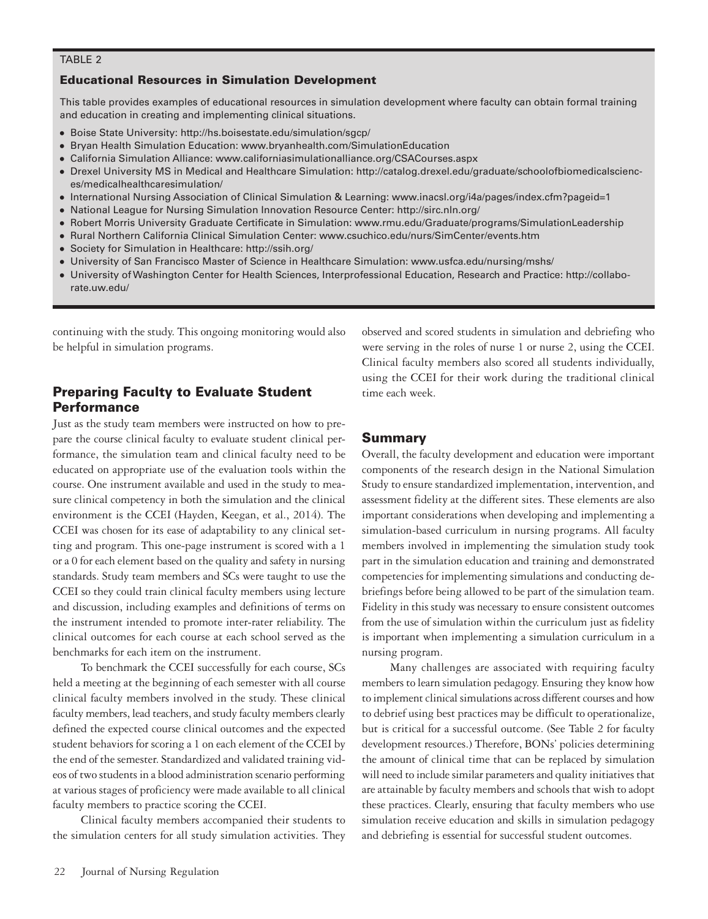TABLE 2

### Educational Resources in Simulation Development

This table provides examples of educational resources in simulation development where faculty can obtain formal training and education in creating and implementing clinical situations.

- Boise State University: http://hs.boisestate.edu/simulation/sgcp/
- Bryan Health Simulation Education: www.bryanhealth.com/SimulationEducation
- California Simulation Alliance: www.californiasimulationalliance.org/CSACourses.aspx
- Drexel University MS in Medical and Healthcare Simulation: http://catalog.drexel.edu/graduate/schoolofbiomedicalsciences/medicalhealthcaresimulation/
- International Nursing Association of Clinical Simulation & Learning: www.inacsl.org/i4a/pages/index.cfm?pageid=1
- National League for Nursing Simulation Innovation Resource Center: http://sirc.nln.org/
- Robert Morris University Graduate Certificate in Simulation: www.rmu.edu/Graduate/programs/SimulationLeadership
- Rural Northern California Clinical Simulation Center: www.csuchico.edu/nurs/SimCenter/events.htm
- Society for Simulation in Healthcare: http://ssih.org/
- University of San Francisco Master of Science in Healthcare Simulation: www.usfca.edu/nursing/mshs/
- University of Washington Center for Health Sciences, Interprofessional Education, Research and Practice: http://collaborate.uw.edu/

continuing with the study. This ongoing monitoring would also be helpful in simulation programs.

## Preparing Faculty to Evaluate Student Performance

Just as the study team members were instructed on how to prepare the course clinical faculty to evaluate student clinical performance, the simulation team and clinical faculty need to be educated on appropriate use of the evaluation tools within the course. One instrument available and used in the study to measure clinical competency in both the simulation and the clinical environment is the CCEI (Hayden, Keegan, et al., 2014). The CCEI was chosen for its ease of adaptability to any clinical setting and program. This one-page instrument is scored with a 1 or a 0 for each element based on the quality and safety in nursing standards. Study team members and SCs were taught to use the CCEI so they could train clinical faculty members using lecture and discussion, including examples and definitions of terms on the instrument intended to promote inter-rater reliability. The clinical outcomes for each course at each school served as the benchmarks for each item on the instrument.

To benchmark the CCEI successfully for each course, SCs held a meeting at the beginning of each semester with all course clinical faculty members involved in the study. These clinical faculty members, lead teachers, and study faculty members clearly defined the expected course clinical outcomes and the expected student behaviors for scoring a 1 on each element of the CCEI by the end of the semester. Standardized and validated training videos of two students in a blood administration scenario performing at various stages of proficiency were made available to all clinical faculty members to practice scoring the CCEI.

Clinical faculty members accompanied their students to the simulation centers for all study simulation activities. They observed and scored students in simulation and debriefing who were serving in the roles of nurse 1 or nurse 2, using the CCEI. Clinical faculty members also scored all students individually, using the CCEI for their work during the traditional clinical time each week.

## Summary

Overall, the faculty development and education were important components of the research design in the National Simulation Study to ensure standardized implementation, intervention, and assessment fidelity at the different sites. These elements are also important considerations when developing and implementing a simulation-based curriculum in nursing programs. All faculty members involved in implementing the simulation study took part in the simulation education and training and demonstrated competencies for implementing simulations and conducting debriefings before being allowed to be part of the simulation team. Fidelity in this study was necessary to ensure consistent outcomes from the use of simulation within the curriculum just as fidelity is important when implementing a simulation curriculum in a nursing program.

Many challenges are associated with requiring faculty members to learn simulation pedagogy. Ensuring they know how to implement clinical simulations across different courses and how to debrief using best practices may be difficult to operationalize, but is critical for a successful outcome. (See Table 2 for faculty development resources.) Therefore, BONs' policies determining the amount of clinical time that can be replaced by simulation will need to include similar parameters and quality initiatives that are attainable by faculty members and schools that wish to adopt these practices. Clearly, ensuring that faculty members who use simulation receive education and skills in simulation pedagogy and debriefing is essential for successful student outcomes.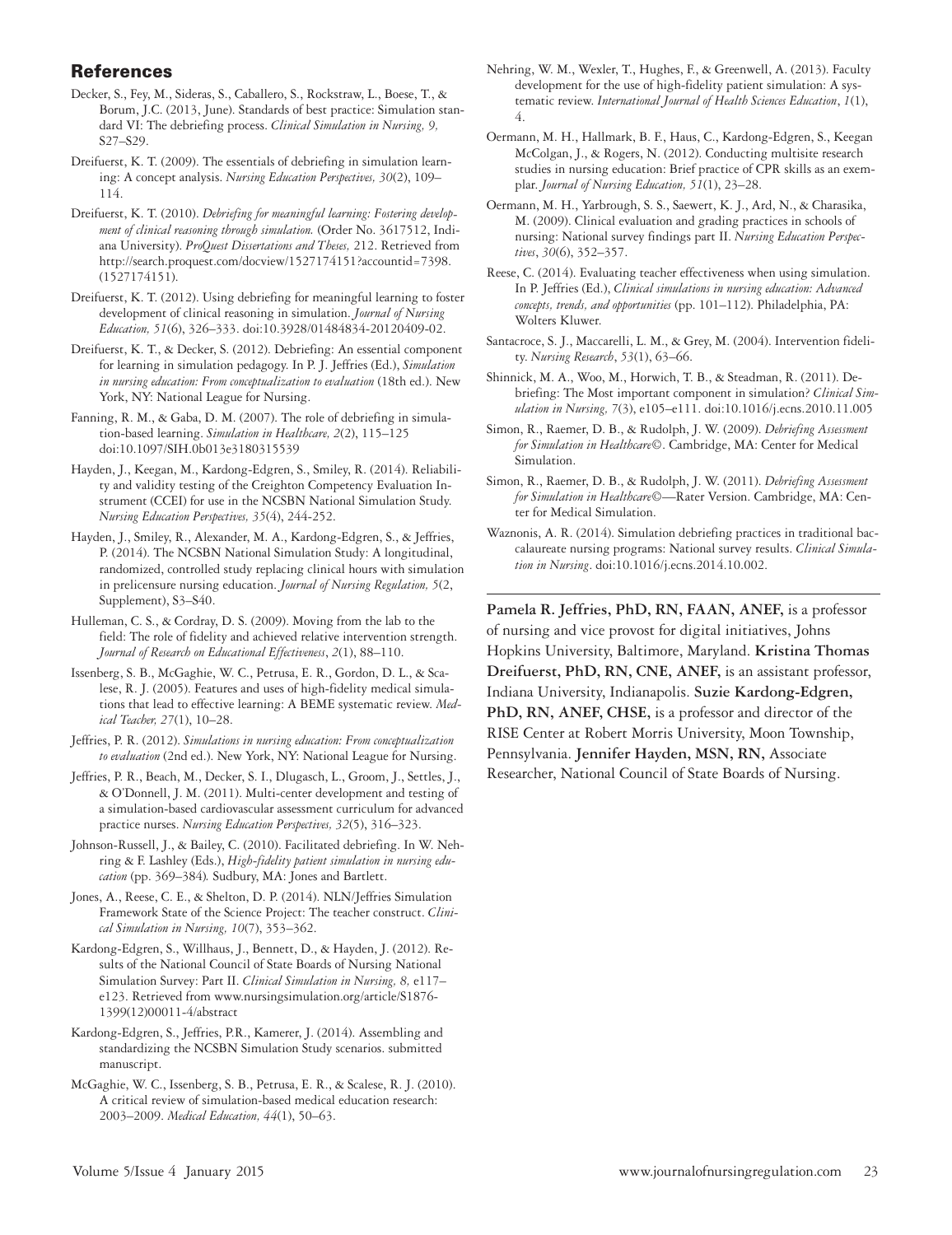## References

Decker, S., Fey, M., Sideras, S., Caballero, S., Rockstraw, L., Boese, T., & Borum, J.C. (2013, June). Standards of best practice: Simulation standard VI: The debriefing process. *Clinical Simulation in Nursing, 9,* S27–S29.

Dreifuerst, K. T. (2009). The essentials of debriefing in simulation learning: A concept analysis. *Nursing Education Perspectives, 30*(2), 109–114.

Dreifuerst, K. T. (2010). *Debriefing for meaningful learning: Fostering development of clinical reasoning through simulation.* (Order No. 3617512, Indiana University). *ProQuest Dissertations and Theses,* 212. Retrieved from http://search.proquest.com/docview/1527174151?accountid=7398. (1527174151).

Dreifuerst, K. T. (2012). Using debriefing for meaningful learning to foster development of clinical reasoning in simulation. *Journal of Nursing Education, 51*(6), 326–333. doi:10.3928/01484834-20120409-02.

Dreifuerst, K. T., & Decker, S. (2012). Debriefing: An essential component for learning in simulation pedagogy. In P. J. Jeffries (Ed.), *Simulation in nursing education: From conceptualization to evaluation* (18th ed.). New York, NY: National League for Nursing.

Fanning, R. M., & Gaba, D. M. (2007). The role of debriefing in simulation-based learning. *Simulation in Healthcare, 2*(2), 115–125 doi:10.1097/SIH.0b013e3180315539

Hayden, J., Keegan, M., Kardong-Edgren, S., Smiley, R. (2014). Reliability and validity testing of the Creighton Competency Evaluation Instrument (CCEI) for use in the NCSBN National Simulation Study. *Nursing Education Perspectives, 35*(4), 244-252.

Hayden, J., Smiley, R., Alexander, M. A., Kardong-Edgren, S., & Jeffries, P. (2014). The NCSBN National Simulation Study: A longitudinal, randomized, controlled study replacing clinical hours with simulation in prelicensure nursing education. *Journal of Nursing Regulation, 5*(2, Supplement), S3–S40.

Hulleman, C. S., & Cordray, D. S. (2009). Moving from the lab to the field: The role of fidelity and achieved relative intervention strength. *Journal of Research on Educational Effectiveness*, *2*(1), 88–110.

Issenberg, S. B., McGaghie, W. C., Petrusa, E. R., Gordon, D. L., & Scalese, R. J. (2005). Features and uses of high-fidelity medical simulations that lead to effective learning: A BEME systematic review. *Medical Teacher, 27*(1), 10–28.

Jeffries, P. R. (2012). *Simulations in nursing education: From conceptualization to evaluation* (2nd ed.). New York, NY: National League for Nursing.

Jeffries, P. R., Beach, M., Decker, S. I., Dlugasch, L., Groom, J., Settles, J., & O'Donnell, J. M. (2011). Multi-center development and testing of a simulation-based cardiovascular assessment curriculum for advanced practice nurses. *Nursing Education Perspectives, 32*(5), 316–323.

Johnson-Russell, J., & Bailey, C. (2010). Facilitated debriefing. In W. Nehring & F. Lashley (Eds.), *High-fidelity patient simulation in nursing education* (pp. 369–384)*.* Sudbury, MA: Jones and Bartlett.

Jones, A., Reese, C. E., & Shelton, D. P. (2014). NLN/Jeffries Simulation Framework State of the Science Project: The teacher construct. *Clinical Simulation in Nursing, 10*(7), 353–362.

Kardong-Edgren, S., Willhaus, J., Bennett, D., & Hayden, J. (2012). Results of the National Council of State Boards of Nursing National Simulation Survey: Part II. *Clinical Simulation in Nursing, 8,* e117–e123. Retrieved from www.nursingsimulation.org/article/S1876-1399(12)00011-4/abstract

Kardong-Edgren, S., Jeffries, P.R., Kamerer, J. (2014). Assembling and standardizing the NCSBN Simulation Study scenarios. submitted manuscript.

McGaghie, W. C., Issenberg, S. B., Petrusa, E. R., & Scalese, R. J. (2010). A critical review of simulation-based medical education research: 2003–2009. *Medical Education, 44*(1), 50–63.

Nehring, W. M., Wexler, T., Hughes, F., & Greenwell, A. (2013). Faculty development for the use of high-fidelity patient simulation: A systematic review. *International Journal of Health Sciences Education*, *1*(1), 4.

Oermann, M. H., Hallmark, B. F., Haus, C., Kardong-Edgren, S., Keegan McColgan, J., & Rogers, N. (2012). Conducting multisite research studies in nursing education: Brief practice of CPR skills as an exemplar. *Journal of Nursing Education, 51*(1), 23–28.

Oermann, M. H., Yarbrough, S. S., Saewert, K. J., Ard, N., & Charasika, M. (2009). Clinical evaluation and grading practices in schools of nursing: National survey findings part II. *Nursing Education Perspectives*, *30*(6), 352–357.

Reese, C. (2014). Evaluating teacher effectiveness when using simulation. In P. Jeffries (Ed.), *Clinical simulations in nursing education: Advanced concepts, trends, and opportunities* (pp. 101–112). Philadelphia, PA: Wolters Kluwer.

Santacroce, S. J., Maccarelli, L. M., & Grey, M. (2004). Intervention fidelity. *Nursing Research*, *53*(1), 63–66.

Shinnick, M. A., Woo, M., Horwich, T. B., & Steadman, R. (2011). Debriefing: The Most important component in simulation? *Clinical Simulation in Nursing, 7*(3), e105–e111. doi:10.1016/j.ecns.2010.11.005

Simon, R., Raemer, D. B., & Rudolph, J. W. (2009). *Debriefing Assessment for Simulation in Healthcare©*. Cambridge, MA: Center for Medical Simulation.

Simon, R., Raemer, D. B., & Rudolph, J. W. (2011). *Debriefing Assessment for Simulation in Healthcare©*—Rater Version. Cambridge, MA: Center for Medical Simulation.

Waznonis, A. R. (2014). Simulation debriefing practices in traditional baccalaureate nursing programs: National survey results. *Clinical Simulation in Nursing*. doi:10.1016/j.ecns.2014.10.002.

---

**Pamela R. Jeffries, PhD, RN, FAAN, ANEF,** is a professor of nursing and vice provost for digital initiatives, Johns Hopkins University, Baltimore, Maryland. **Kristina Thomas Dreifuerst, PhD, RN, CNE, ANEF,** is an assistant professor, Indiana University, Indianapolis. **Suzie Kardong-Edgren, PhD, RN, ANEF, CHSE,** is a professor and director of the RISE Center at Robert Morris University, Moon Township, Pennsylvania. **Jennifer Hayden, MSN, RN,** Associate Researcher, National Council of State Boards of Nursing.